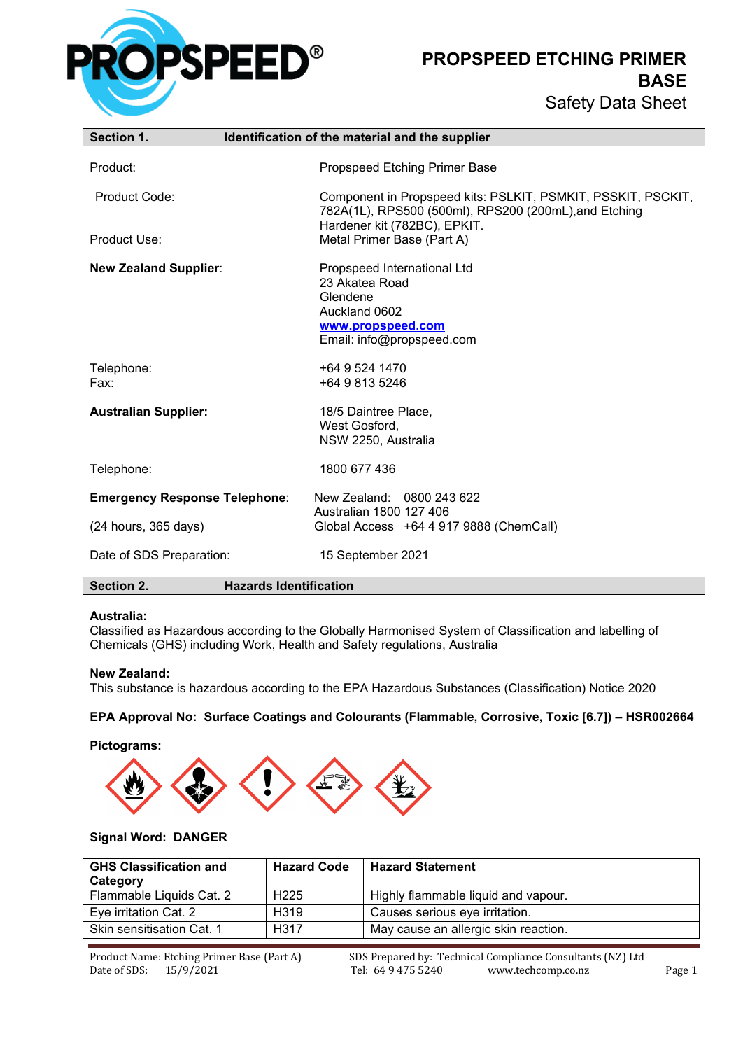# PROPSPEED ETCHING PRIMER BASE

Safety Data Sheet

## Section 1. Identification of the material and the supplier

Product: Propspeed Etching Primer Base

Product Code: Component in Propspeed kits: PSLKIT, PSMKIT, PSSKIT, PSCKIT, 782A(1L), RPS500 (500ml), RPS200 (200mL),and Etching Hardener kit (782BC), EPKIT.

Product Use: Metal Primer Base (Part A)

**New Zealand Supplier**:
Propspeed International Ltd
23 Akatea Road
Glendene
Auckland 0602
www.propspeed.com
Email: info@propspeed.com

Telephone: +64 9 524 1470
Fax: +64 9 813 5246

**Australian Supplier:**
18/5 Daintree Place,
West Gosford,
NSW 2250, Australia

Telephone: 1800 677 436

**Emergency Response Telephone**: (24 hours, 365 days)
New Zealand: 0800 243 622
Australian 1800 127 406
Global Access +64 4 917 9888 (ChemCall)

Date of SDS Preparation: 15 September 2021

## Section 2. Hazards Identification

**Australia:**
Classified as Hazardous according to the Globally Harmonised System of Classification and labelling of Chemicals (GHS) including Work, Health and Safety regulations, Australia

**New Zealand:**
This substance is hazardous according to the EPA Hazardous Substances (Classification) Notice 2020

**EPA Approval No: Surface Coatings and Colourants (Flammable, Corrosive, Toxic [6.7]) – HSR002664**

**Pictograms:**

**Signal Word: DANGER**

| GHS Classification and Category | Hazard Code | Hazard Statement |
|---|---|---|
| Flammable Liquids Cat. 2 | H225 | Highly flammable liquid and vapour. |
| Eye irritation Cat. 2 | H319 | Causes serious eye irritation. |
| Skin sensitisation Cat. 1 | H317 | May cause an allergic skin reaction. |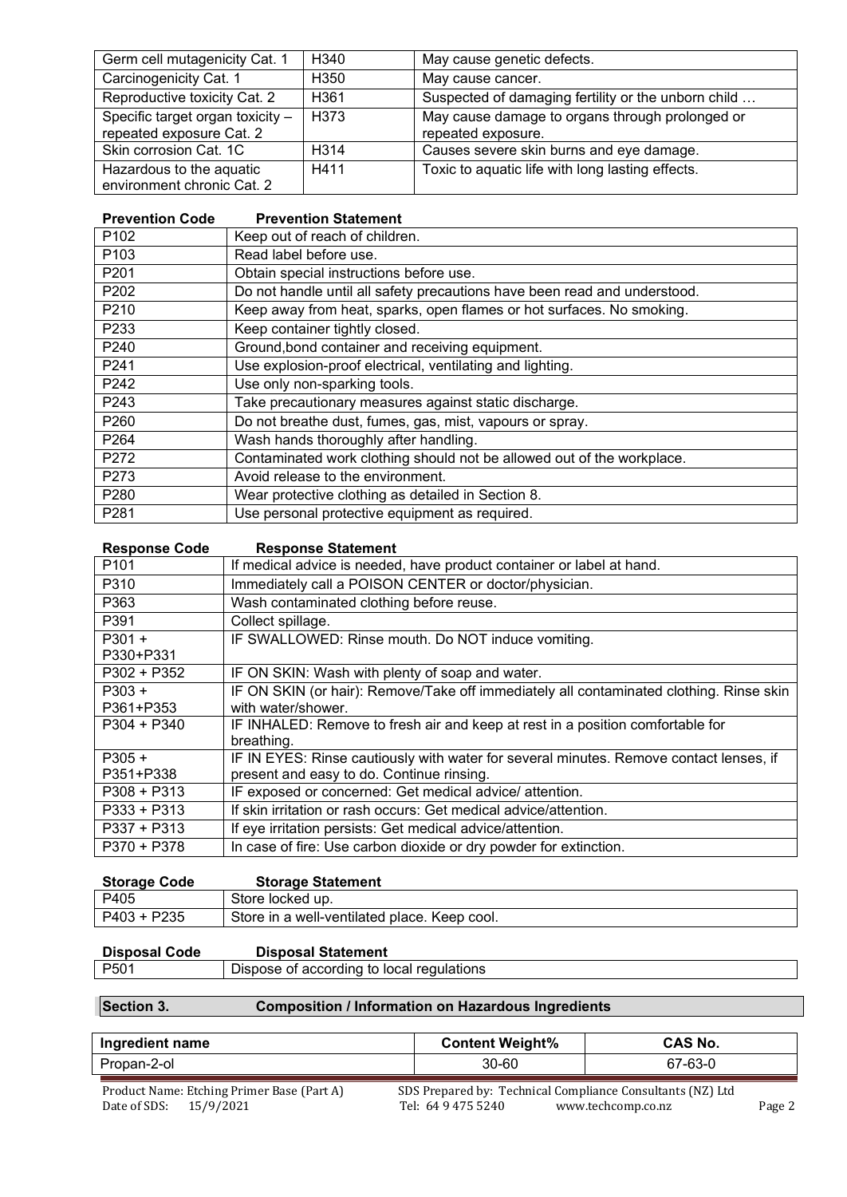| Germ cell mutagenicity Cat. 1 | H340 | May cause genetic defects. |
|---|---|---|
| Carcinogenicity Cat. 1 | H350 | May cause cancer. |
| Reproductive toxicity Cat. 2 | H361 | Suspected of damaging fertility or the unborn child … |
| Specific target organ toxicity – repeated exposure Cat. 2 | H373 | May cause damage to organs through prolonged or repeated exposure. |
| Skin corrosion Cat. 1C | H314 | Causes severe skin burns and eye damage. |
| Hazardous to the aquatic environment chronic Cat. 2 | H411 | Toxic to aquatic life with long lasting effects. |

| Prevention Code | Prevention Statement |
|---|---|
| P102 | Keep out of reach of children. |
| P103 | Read label before use. |
| P201 | Obtain special instructions before use. |
| P202 | Do not handle until all safety precautions have been read and understood. |
| P210 | Keep away from heat, sparks, open flames or hot surfaces. No smoking. |
| P233 | Keep container tightly closed. |
| P240 | Ground,bond container and receiving equipment. |
| P241 | Use explosion-proof electrical, ventilating and lighting. |
| P242 | Use only non-sparking tools. |
| P243 | Take precautionary measures against static discharge. |
| P260 | Do not breathe dust, fumes, gas, mist, vapours or spray. |
| P264 | Wash hands thoroughly after handling. |
| P272 | Contaminated work clothing should not be allowed out of the workplace. |
| P273 | Avoid release to the environment. |
| P280 | Wear protective clothing as detailed in Section 8. |
| P281 | Use personal protective equipment as required. |

| Response Code | Response Statement |
|---|---|
| P101 | If medical advice is needed, have product container or label at hand. |
| P310 | Immediately call a POISON CENTER or doctor/physician. |
| P363 | Wash contaminated clothing before reuse. |
| P391 | Collect spillage. |
| P301 + P330+P331 | IF SWALLOWED: Rinse mouth. Do NOT induce vomiting. |
| P302 + P352 | IF ON SKIN: Wash with plenty of soap and water. |
| P303 + P361+P353 | IF ON SKIN (or hair): Remove/Take off immediately all contaminated clothing. Rinse skin with water/shower. |
| P304 + P340 | IF INHALED: Remove to fresh air and keep at rest in a position comfortable for breathing. |
| P305 + P351+P338 | IF IN EYES: Rinse cautiously with water for several minutes. Remove contact lenses, if present and easy to do. Continue rinsing. |
| P308 + P313 | IF exposed or concerned: Get medical advice/ attention. |
| P333 + P313 | If skin irritation or rash occurs: Get medical advice/attention. |
| P337 + P313 | If eye irritation persists: Get medical advice/attention. |
| P370 + P378 | In case of fire: Use carbon dioxide or dry powder for extinction. |

| Storage Code | Storage Statement |
|---|---|
| P405 | Store locked up. |
| P403 + P235 | Store in a well-ventilated place. Keep cool. |

| Disposal Code | Disposal Statement |
|---|---|
| P501 | Dispose of according to local regulations |

## Section 3. Composition / Information on Hazardous Ingredients

| Ingredient name | Content Weight% | CAS No. |
|---|---|---|
| Propan-2-ol | 30-60 | 67-63-0 |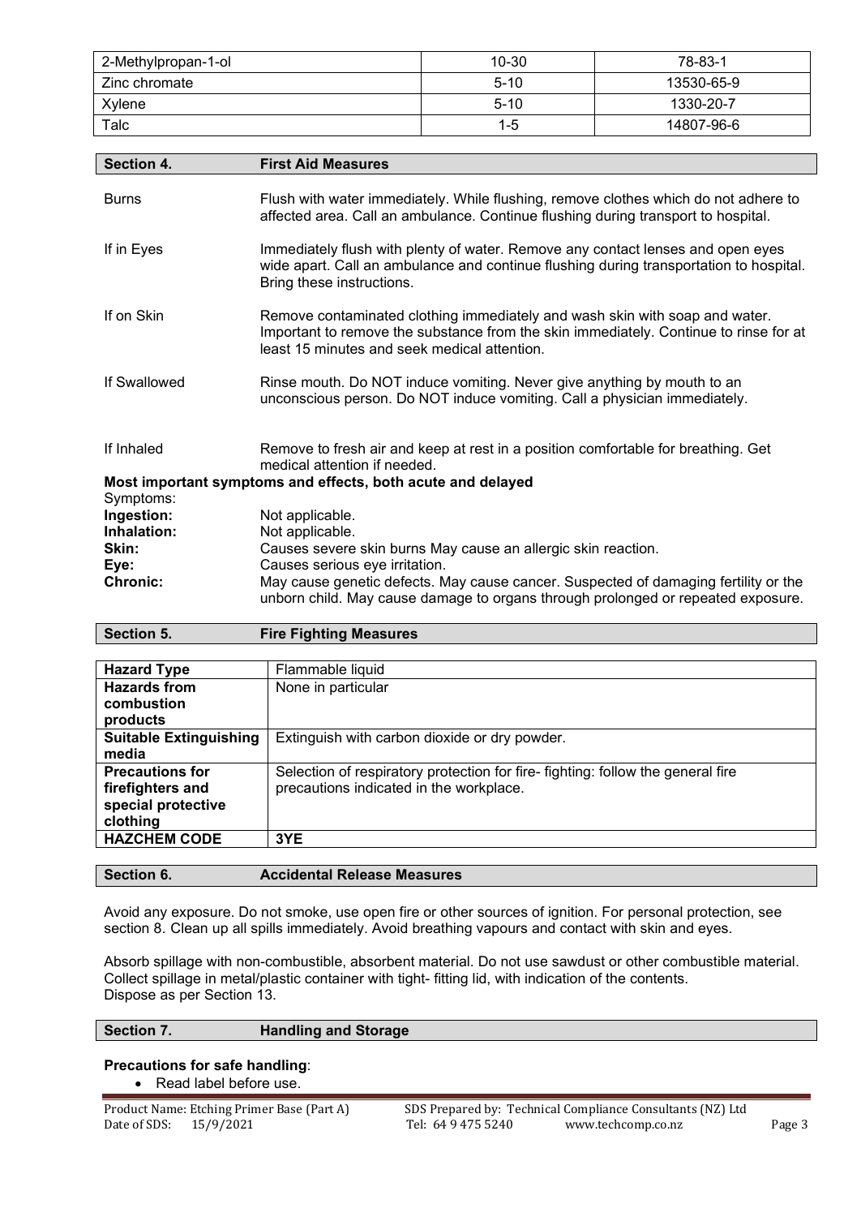| 2-Methylpropan-1-ol | 10-30 | 78-83-1 |
|---|---|---|
| Zinc chromate | 5-10 | 13530-65-9 |
| Xylene | 5-10 | 1330-20-7 |
| Talc | 1-5 | 14807-96-6 |

## Section 4. First Aid Measures

**Burns**
Flush with water immediately. While flushing, remove clothes which do not adhere to affected area. Call an ambulance. Continue flushing during transport to hospital.

**If in Eyes**
Immediately flush with plenty of water. Remove any contact lenses and open eyes wide apart. Call an ambulance and continue flushing during transportation to hospital. Bring these instructions.

**If on Skin**
Remove contaminated clothing immediately and wash skin with soap and water. Important to remove the substance from the skin immediately. Continue to rinse for at least 15 minutes and seek medical attention.

**If Swallowed**
Rinse mouth. Do NOT induce vomiting. Never give anything by mouth to an unconscious person. Do NOT induce vomiting. Call a physician immediately.

**If Inhaled**
Remove to fresh air and keep at rest in a position comfortable for breathing. Get medical attention if needed.

**Most important symptoms and effects, both acute and delayed**

Symptoms:

**Ingestion:** Not applicable.
**Inhalation:** Not applicable.
**Skin:** Causes severe skin burns May cause an allergic skin reaction.
**Eye:** Causes serious eye irritation.
**Chronic:** May cause genetic defects. May cause cancer. Suspected of damaging fertility or the unborn child. May cause damage to organs through prolonged or repeated exposure.

## Section 5. Fire Fighting Measures

| **Hazard Type** | Flammable liquid |
|---|---|
| **Hazards from combustion products** | None in particular |
| **Suitable Extinguishing media** | Extinguish with carbon dioxide or dry powder. |
| **Precautions for firefighters and special protective clothing** | Selection of respiratory protection for fire- fighting: follow the general fire precautions indicated in the workplace. |
| **HAZCHEM CODE** | **3YE** |

## Section 6. Accidental Release Measures

Avoid any exposure. Do not smoke, use open fire or other sources of ignition. For personal protection, see section 8. Clean up all spills immediately. Avoid breathing vapours and contact with skin and eyes.

Absorb spillage with non-combustible, absorbent material. Do not use sawdust or other combustible material. Collect spillage in metal/plastic container with tight- fitting lid, with indication of the contents. Dispose as per Section 13.

## Section 7. Handling and Storage

**Precautions for safe handling**:

- Read label before use.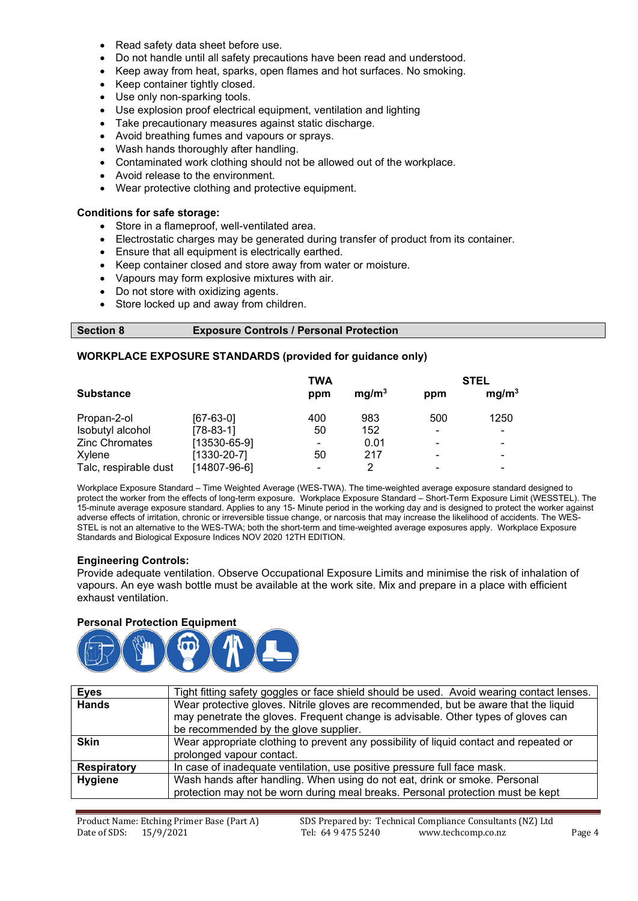- Read safety data sheet before use.
- Do not handle until all safety precautions have been read and understood.
- Keep away from heat, sparks, open flames and hot surfaces. No smoking.
- Keep container tightly closed.
- Use only non-sparking tools.
- Use explosion proof electrical equipment, ventilation and lighting
- Take precautionary measures against static discharge.
- Avoid breathing fumes and vapours or sprays.
- Wash hands thoroughly after handling.
- Contaminated work clothing should not be allowed out of the workplace.
- Avoid release to the environment.
- Wear protective clothing and protective equipment.

**Conditions for safe storage:**

- Store in a flameproof, well-ventilated area.
- Electrostatic charges may be generated during transfer of product from its container.
- Ensure that all equipment is electrically earthed.
- Keep container closed and store away from water or moisture.
- Vapours may form explosive mixtures with air.
- Do not store with oxidizing agents.
- Store locked up and away from children.

## Section 8 Exposure Controls / Personal Protection

**WORKPLACE EXPOSURE STANDARDS (provided for guidance only)**

| Substance | | TWA | | STEL | |
|---|---|---|---|---|---|
| | | ppm | $mg/m^3$ | ppm | $mg/m^3$ |
| Propan-2-ol | [67-63-0] | 400 | 983 | 500 | 1250 |
| Isobutyl alcohol | [78-83-1] | 50 | 152 | - | - |
| Zinc Chromates | [13530-65-9] | - | 0.01 | - | - |
| Xylene | [1330-20-7] | 50 | 217 | - | - |
| Talc, respirable dust | [14807-96-6] | - | 2 | - | - |

Workplace Exposure Standard – Time Weighted Average (WES-TWA). The time-weighted average exposure standard designed to protect the worker from the effects of long-term exposure. Workplace Exposure Standard – Short-Term Exposure Limit (WESSTEL). The 15-minute average exposure standard. Applies to any 15- Minute period in the working day and is designed to protect the worker against adverse effects of irritation, chronic or irreversible tissue change, or narcosis that may increase the likelihood of accidents. The WES-STEL is not an alternative to the WES-TWA; both the short-term and time-weighted average exposures apply. Workplace Exposure Standards and Biological Exposure Indices NOV 2020 12TH EDITION.

**Engineering Controls:**

Provide adequate ventilation. Observe Occupational Exposure Limits and minimise the risk of inhalation of vapours. An eye wash bottle must be available at the work site. Mix and prepare in a place with efficient exhaust ventilation.

**Personal Protection Equipment**

| | |
|---|---|
| **Eyes** | Tight fitting safety goggles or face shield should be used. Avoid wearing contact lenses. |
| **Hands** | Wear protective gloves. Nitrile gloves are recommended, but be aware that the liquid may penetrate the gloves. Frequent change is advisable. Other types of gloves can be recommended by the glove supplier. |
| **Skin** | Wear appropriate clothing to prevent any possibility of liquid contact and repeated or prolonged vapour contact. |
| **Respiratory** | In case of inadequate ventilation, use positive pressure full face mask. |
| **Hygiene** | Wash hands after handling. When using do not eat, drink or smoke. Personal protection may not be worn during meal breaks. Personal protection must be kept |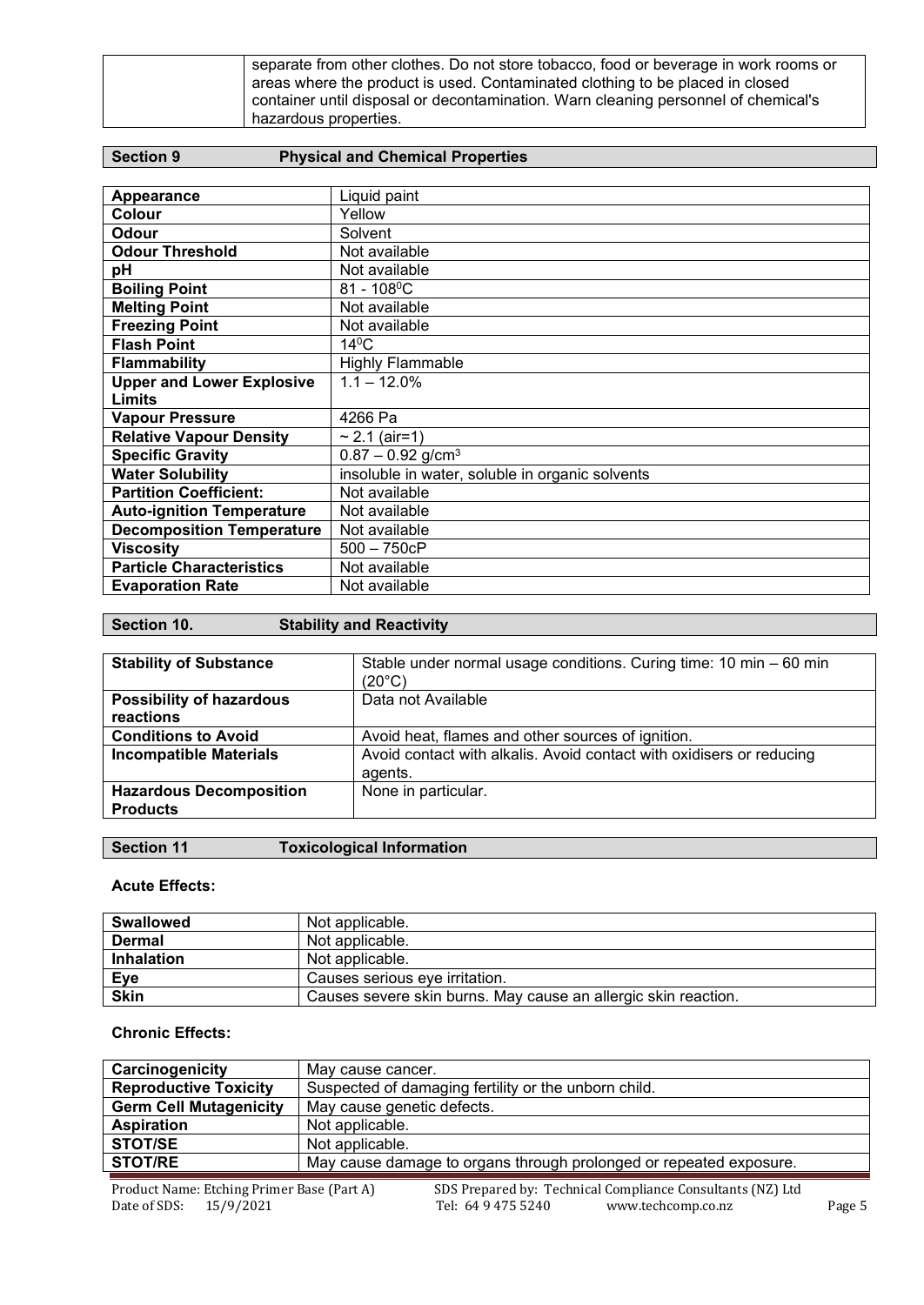| | separate from other clothes. Do not store tobacco, food or beverage in work rooms or areas where the product is used. Contaminated clothing to be placed in closed container until disposal or decontamination. Warn cleaning personnel of chemical's hazardous properties. |
|---|---|

## Section 9 Physical and Chemical Properties

| | |
|---|---|
| **Appearance** | Liquid paint |
| **Colour** | Yellow |
| **Odour** | Solvent |
| **Odour Threshold** | Not available |
| **pH** | Not available |
| **Boiling Point** | 81 - 108$^0$C |
| **Melting Point** | Not available |
| **Freezing Point** | Not available |
| **Flash Point** | 14$^0$C |
| **Flammability** | Highly Flammable |
| **Upper and Lower Explosive Limits** | 1.1 – 12.0% |
| **Vapour Pressure** | 4266 Pa |
| **Relative Vapour Density** | ~ 2.1 (air=1) |
| **Specific Gravity** | 0.87 – 0.92 g/cm$^3$ |
| **Water Solubility** | insoluble in water, soluble in organic solvents |
| **Partition Coefficient:** | Not available |
| **Auto-ignition Temperature** | Not available |
| **Decomposition Temperature** | Not available |
| **Viscosity** | 500 – 750cP |
| **Particle Characteristics** | Not available |
| **Evaporation Rate** | Not available |

## Section 10. Stability and Reactivity

| | |
|---|---|
| **Stability of Substance** | Stable under normal usage conditions. Curing time: 10 min – 60 min (20°C) |
| **Possibility of hazardous reactions** | Data not Available |
| **Conditions to Avoid** | Avoid heat, flames and other sources of ignition. |
| **Incompatible Materials** | Avoid contact with alkalis. Avoid contact with oxidisers or reducing agents. |
| **Hazardous Decomposition Products** | None in particular. |

## Section 11 Toxicological Information

**Acute Effects:**

| | |
|---|---|
| **Swallowed** | Not applicable. |
| **Dermal** | Not applicable. |
| **Inhalation** | Not applicable. |
| **Eye** | Causes serious eye irritation. |
| **Skin** | Causes severe skin burns. May cause an allergic skin reaction. |

**Chronic Effects:**

| | |
|---|---|
| **Carcinogenicity** | May cause cancer. |
| **Reproductive Toxicity** | Suspected of damaging fertility or the unborn child. |
| **Germ Cell Mutagenicity** | May cause genetic defects. |
| **Aspiration** | Not applicable. |
| **STOT/SE** | Not applicable. |
| **STOT/RE** | May cause damage to organs through prolonged or repeated exposure. |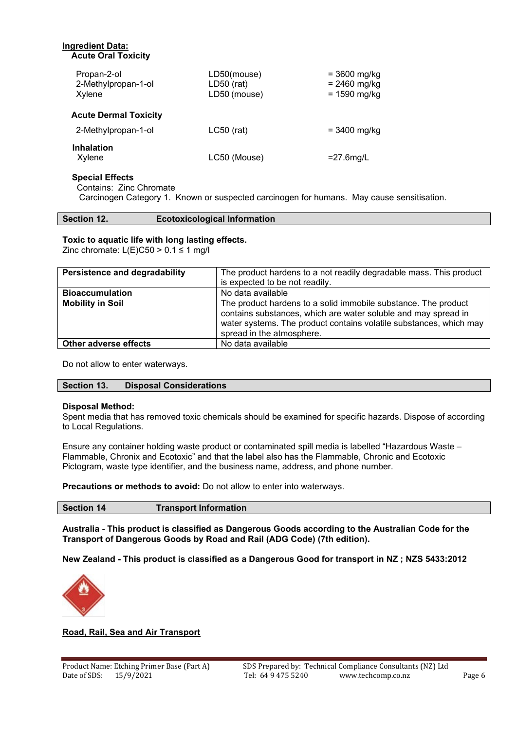**Ingredient Data:**

**Acute Oral Toxicity**

| | | |
|---|---|---|
| Propan-2-ol | LD50(mouse) | = 3600 mg/kg |
| 2-Methylpropan-1-ol | LD50 (rat) | = 2460 mg/kg |
| Xylene | LD50 (mouse) | = 1590 mg/kg |

**Acute Dermal Toxicity**

| | | |
|---|---|---|
| 2-Methylpropan-1-ol | LC50 (rat) | = 3400 mg/kg |

**Inhalation**

| | | |
|---|---|---|
| Xylene | LC50 (Mouse) | =27.6mg/L |

**Special Effects**

Contains: Zinc Chromate

Carcinogen Category 1. Known or suspected carcinogen for humans. May cause sensitisation.

## Section 12. Ecotoxicological Information

**Toxic to aquatic life with long lasting effects.**

Zinc chromate: L(E)C50 > 0.1 ≤ 1 mg/l

| | |
|---|---|
| **Persistence and degradability** | The product hardens to a not readily degradable mass. This product is expected to be not readily. |
| **Bioaccumulation** | No data available |
| **Mobility in Soil** | The product hardens to a solid immobile substance. The product contains substances, which are water soluble and may spread in water systems. The product contains volatile substances, which may spread in the atmosphere. |
| **Other adverse effects** | No data available |

Do not allow to enter waterways.

## Section 13. Disposal Considerations

**Disposal Method:**

Spent media that has removed toxic chemicals should be examined for specific hazards. Dispose of according to Local Regulations.

Ensure any container holding waste product or contaminated spill media is labelled "Hazardous Waste – Flammable, Chronix and Ecotoxic" and that the label also has the Flammable, Chronic and Ecotoxic Pictogram, waste type identifier, and the business name, address, and phone number.

**Precautions or methods to avoid:** Do not allow to enter into waterways.

## Section 14 Transport Information

**Australia - This product is classified as Dangerous Goods according to the Australian Code for the Transport of Dangerous Goods by Road and Rail (ADG Code) (7th edition).**

**New Zealand - This product is classified as a Dangerous Good for transport in NZ ; NZS 5433:2012**

**Road, Rail, Sea and Air Transport**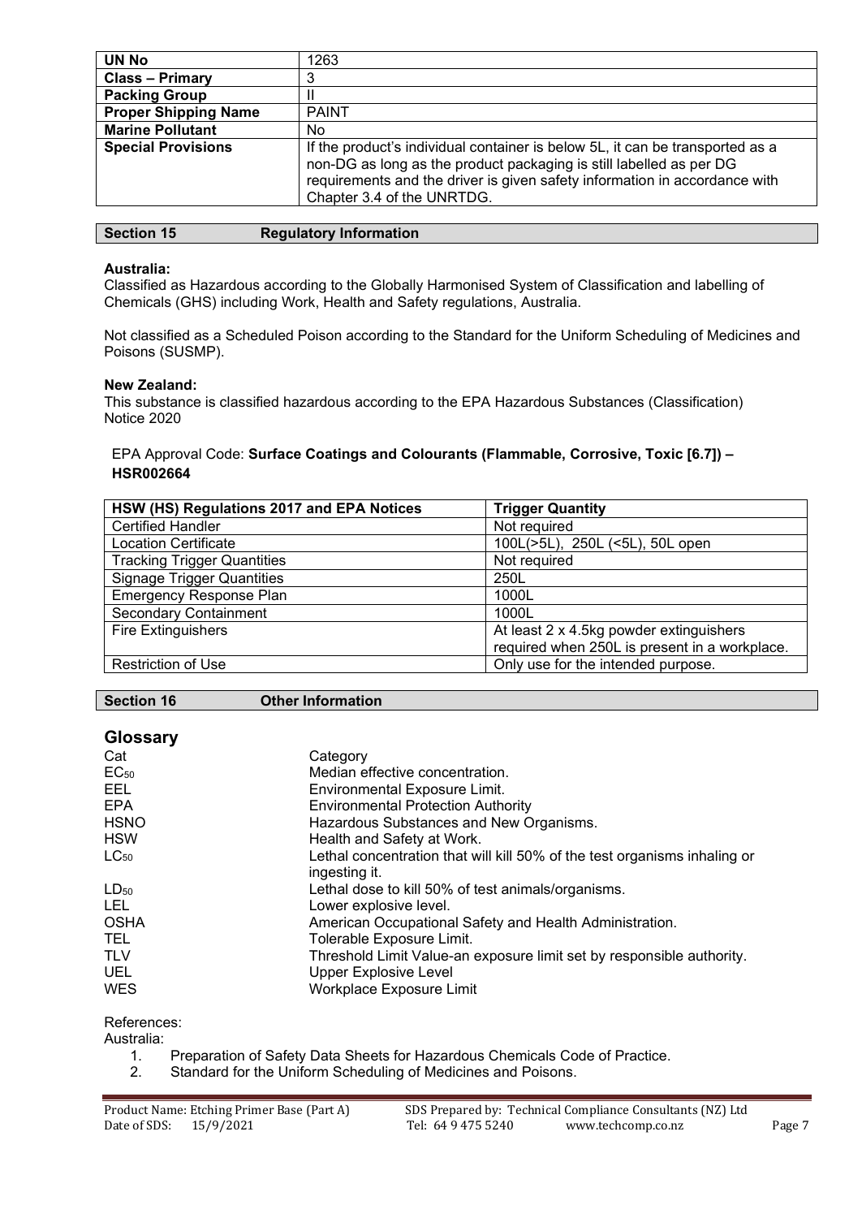| UN No | 1263 |
| --- | --- |
| **Class – Primary** | 3 |
| **Packing Group** | II |
| **Proper Shipping Name** | PAINT |
| **Marine Pollutant** | No |
| **Special Provisions** | If the product's individual container is below 5L, it can be transported as a non-DG as long as the product packaging is still labelled as per DG requirements and the driver is given safety information in accordance with Chapter 3.4 of the UNRTDG. |

## Section 15 Regulatory Information

**Australia:**
Classified as Hazardous according to the Globally Harmonised System of Classification and labelling of Chemicals (GHS) including Work, Health and Safety regulations, Australia.

Not classified as a Scheduled Poison according to the Standard for the Uniform Scheduling of Medicines and Poisons (SUSMP).

**New Zealand:**
This substance is classified hazardous according to the EPA Hazardous Substances (Classification) Notice 2020

EPA Approval Code: **Surface Coatings and Colourants (Flammable, Corrosive, Toxic [6.7]) – HSR002664**

| HSW (HS) Regulations 2017 and EPA Notices | Trigger Quantity |
| --- | --- |
| Certified Handler | Not required |
| Location Certificate | 100L(>5L), 250L (<5L), 50L open |
| Tracking Trigger Quantities | Not required |
| Signage Trigger Quantities | 250L |
| Emergency Response Plan | 1000L |
| Secondary Containment | 1000L |
| Fire Extinguishers | At least 2 x 4.5kg powder extinguishers required when 250L is present in a workplace. |
| Restriction of Use | Only use for the intended purpose. |

## Section 16 Other Information

### Glossary

| | |
| --- | --- |
| Cat | Category |
| $EC_{50}$ | Median effective concentration. |
| EEL | Environmental Exposure Limit. |
| EPA | Environmental Protection Authority |
| HSNO | Hazardous Substances and New Organisms. |
| HSW | Health and Safety at Work. |
| $LC_{50}$ | Lethal concentration that will kill 50% of the test organisms inhaling or ingesting it. |
| $LD_{50}$ | Lethal dose to kill 50% of test animals/organisms. |
| LEL | Lower explosive level. |
| OSHA | American Occupational Safety and Health Administration. |
| TEL | Tolerable Exposure Limit. |
| TLV | Threshold Limit Value-an exposure limit set by responsible authority. |
| UEL | Upper Explosive Level |
| WES | Workplace Exposure Limit |

References:
Australia:

1. Preparation of Safety Data Sheets for Hazardous Chemicals Code of Practice.
2. Standard for the Uniform Scheduling of Medicines and Poisons.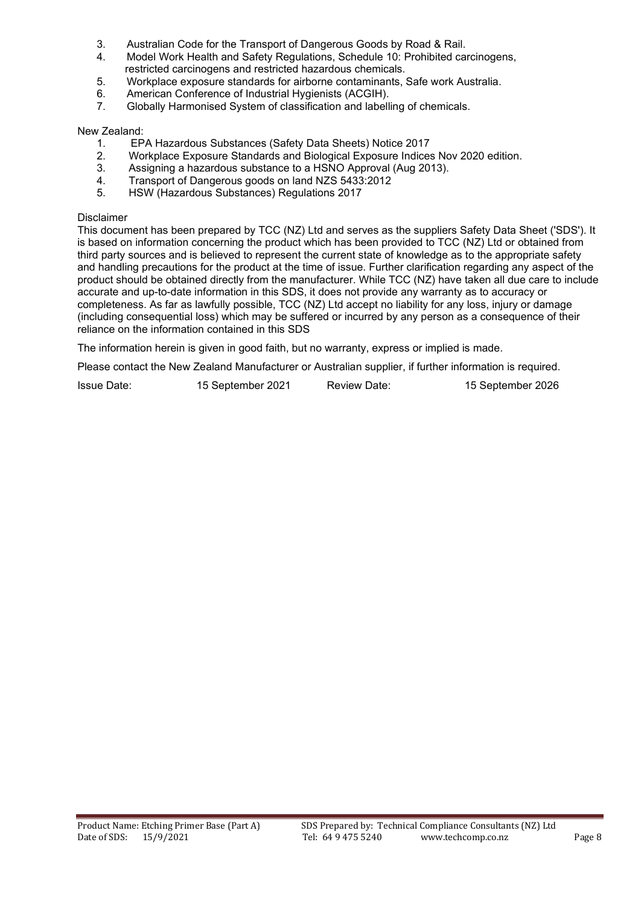3. Australian Code for the Transport of Dangerous Goods by Road & Rail.
4. Model Work Health and Safety Regulations, Schedule 10: Prohibited carcinogens, restricted carcinogens and restricted hazardous chemicals.
5. Workplace exposure standards for airborne contaminants, Safe work Australia.
6. American Conference of Industrial Hygienists (ACGIH).
7. Globally Harmonised System of classification and labelling of chemicals.

New Zealand:

1. EPA Hazardous Substances (Safety Data Sheets) Notice 2017
2. Workplace Exposure Standards and Biological Exposure Indices Nov 2020 edition.
3. Assigning a hazardous substance to a HSNO Approval (Aug 2013).
4. Transport of Dangerous goods on land NZS 5433:2012
5. HSW (Hazardous Substances) Regulations 2017

Disclaimer

This document has been prepared by TCC (NZ) Ltd and serves as the suppliers Safety Data Sheet ('SDS'). It is based on information concerning the product which has been provided to TCC (NZ) Ltd or obtained from third party sources and is believed to represent the current state of knowledge as to the appropriate safety and handling precautions for the product at the time of issue. Further clarification regarding any aspect of the product should be obtained directly from the manufacturer. While TCC (NZ) have taken all due care to include accurate and up-to-date information in this SDS, it does not provide any warranty as to accuracy or completeness. As far as lawfully possible, TCC (NZ) Ltd accept no liability for any loss, injury or damage (including consequential loss) which may be suffered or incurred by any person as a consequence of their reliance on the information contained in this SDS

The information herein is given in good faith, but no warranty, express or implied is made.

Please contact the New Zealand Manufacturer or Australian supplier, if further information is required.

Issue Date: 15 September 2021 Review Date: 15 September 2026